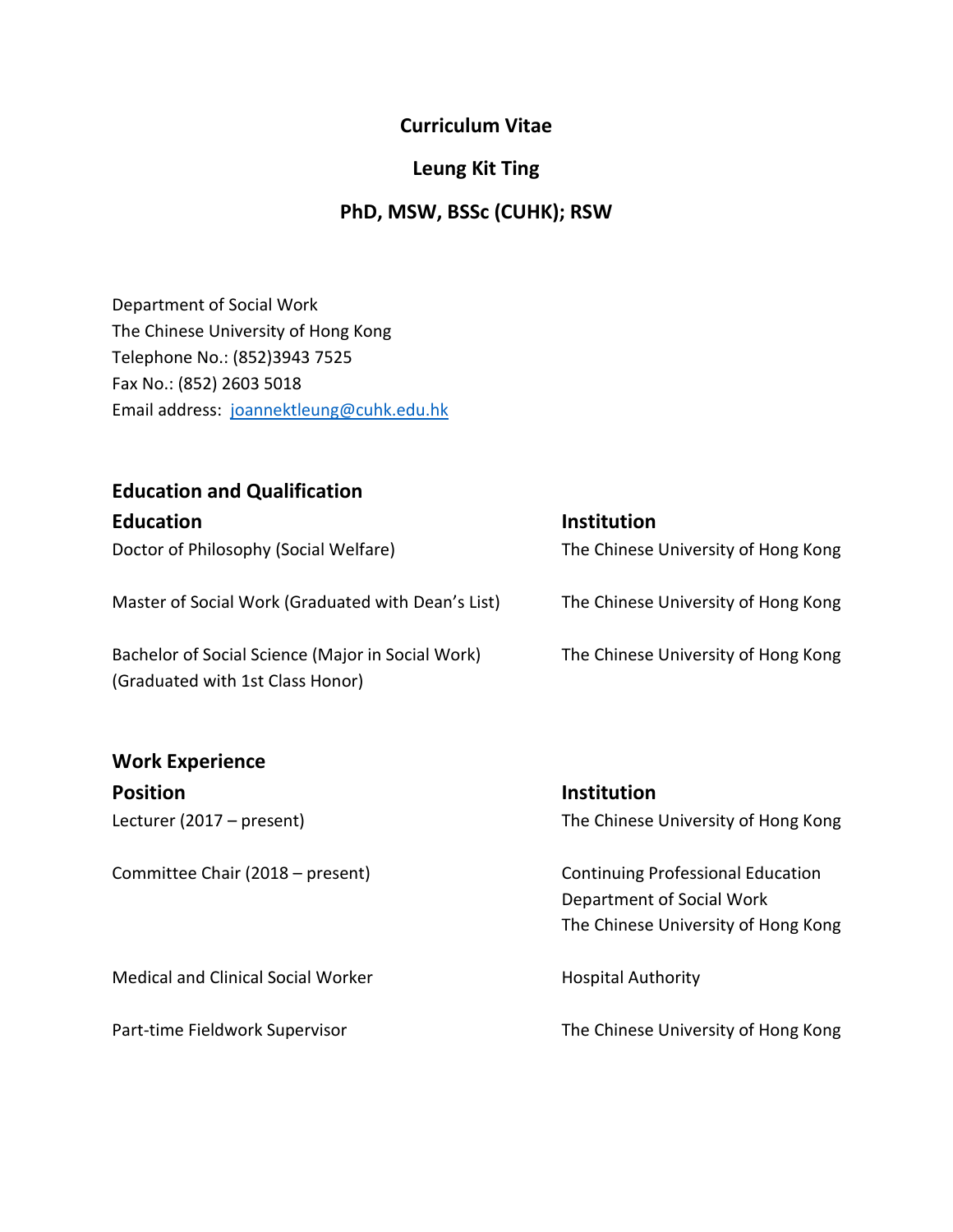# Curriculum Vitae

## Leung Kit Ting

## PhD, MSW, BSSc (CUHK); RSW

Department of Social Work
The Chinese University of Hong Kong
Telephone No.: (852)3943 7525
Fax No.: (852) 2603 5018
Email address: joannektleung@cuhk.edu.hk

### Education and Qualification

| Education | Institution |
|---|---|
| Doctor of Philosophy (Social Welfare) | The Chinese University of Hong Kong |
| Master of Social Work (Graduated with Dean's List) | The Chinese University of Hong Kong |
| Bachelor of Social Science (Major in Social Work) (Graduated with 1st Class Honor) | The Chinese University of Hong Kong |

### Work Experience

| Position | Institution |
|---|---|
| Lecturer (2017 – present) | The Chinese University of Hong Kong |
| Committee Chair (2018 – present) | Continuing Professional Education Department of Social Work The Chinese University of Hong Kong |
| Medical and Clinical Social Worker | Hospital Authority |
| Part-time Fieldwork Supervisor | The Chinese University of Hong Kong |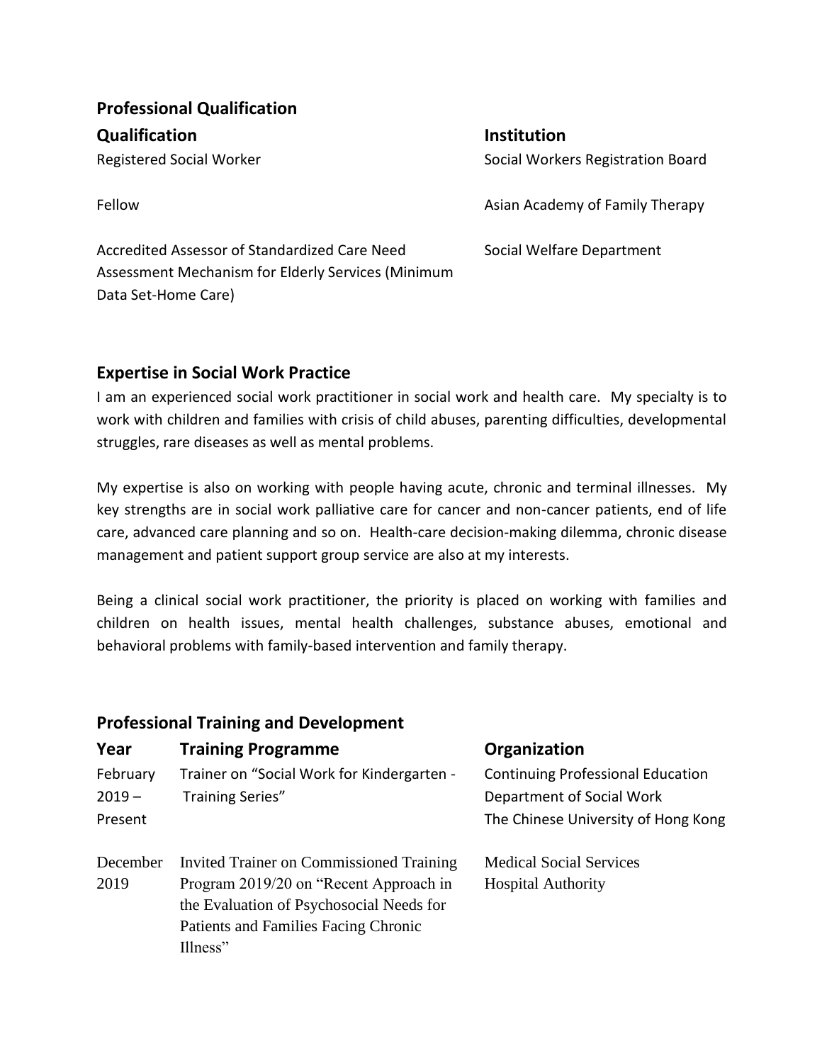## Professional Qualification

| Qualification | Institution |
| --- | --- |
| Registered Social Worker | Social Workers Registration Board |
| Fellow | Asian Academy of Family Therapy |
| Accredited Assessor of Standardized Care Need Assessment Mechanism for Elderly Services (Minimum Data Set-Home Care) | Social Welfare Department |

## Expertise in Social Work Practice

I am an experienced social work practitioner in social work and health care. My specialty is to work with children and families with crisis of child abuses, parenting difficulties, developmental struggles, rare diseases as well as mental problems.

My expertise is also on working with people having acute, chronic and terminal illnesses. My key strengths are in social work palliative care for cancer and non-cancer patients, end of life care, advanced care planning and so on. Health-care decision-making dilemma, chronic disease management and patient support group service are also at my interests.

Being a clinical social work practitioner, the priority is placed on working with families and children on health issues, mental health challenges, substance abuses, emotional and behavioral problems with family-based intervention and family therapy.

## Professional Training and Development

| Year | Training Programme | Organization |
| --- | --- | --- |
| February 2019 – Present | Trainer on "Social Work for Kindergarten - Training Series" | Continuing Professional Education<br>Department of Social Work<br>The Chinese University of Hong Kong |
| December 2019 | Invited Trainer on Commissioned Training Program 2019/20 on "Recent Approach in the Evaluation of Psychosocial Needs for Patients and Families Facing Chronic Illness" | Medical Social Services<br>Hospital Authority |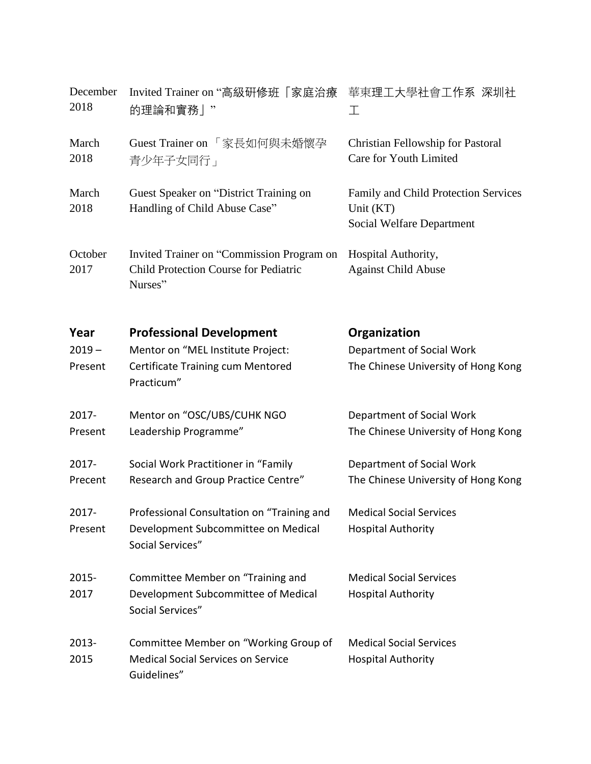| | | |
|---|---|---|
| December 2018 | Invited Trainer on “高級研修班「家庭治療的理論和實務」” | 華東理工大學社會工作系 深圳社工 |
| March 2018 | Guest Trainer on 「家長如何與未婚懷孕青少年子女同行」 | Christian Fellowship for Pastoral Care for Youth Limited |
| March 2018 | Guest Speaker on “District Training on Handling of Child Abuse Case” | Family and Child Protection Services Unit (KT)<br>Social Welfare Department |
| October 2017 | Invited Trainer on “Commission Program on Child Protection Course for Pediatric Nurses” | Hospital Authority,<br>Against Child Abuse |

| **Year** | **Professional Development** | **Organization** |
|---|---|---|
| 2019 – Present | Mentor on “MEL Institute Project: Certificate Training cum Mentored Practicum” | Department of Social Work<br>The Chinese University of Hong Kong |
| 2017-Present | Mentor on “OSC/UBS/CUHK NGO Leadership Programme” | Department of Social Work<br>The Chinese University of Hong Kong |
| 2017-Precent | Social Work Practitioner in “Family Research and Group Practice Centre” | Department of Social Work<br>The Chinese University of Hong Kong |
| 2017-Present | Professional Consultation on “Training and Development Subcommittee on Medical Social Services” | Medical Social Services<br>Hospital Authority |
| 2015-2017 | Committee Member on “Training and Development Subcommittee of Medical Social Services” | Medical Social Services<br>Hospital Authority |
| 2013-2015 | Committee Member on “Working Group of Medical Social Services on Service Guidelines” | Medical Social Services<br>Hospital Authority |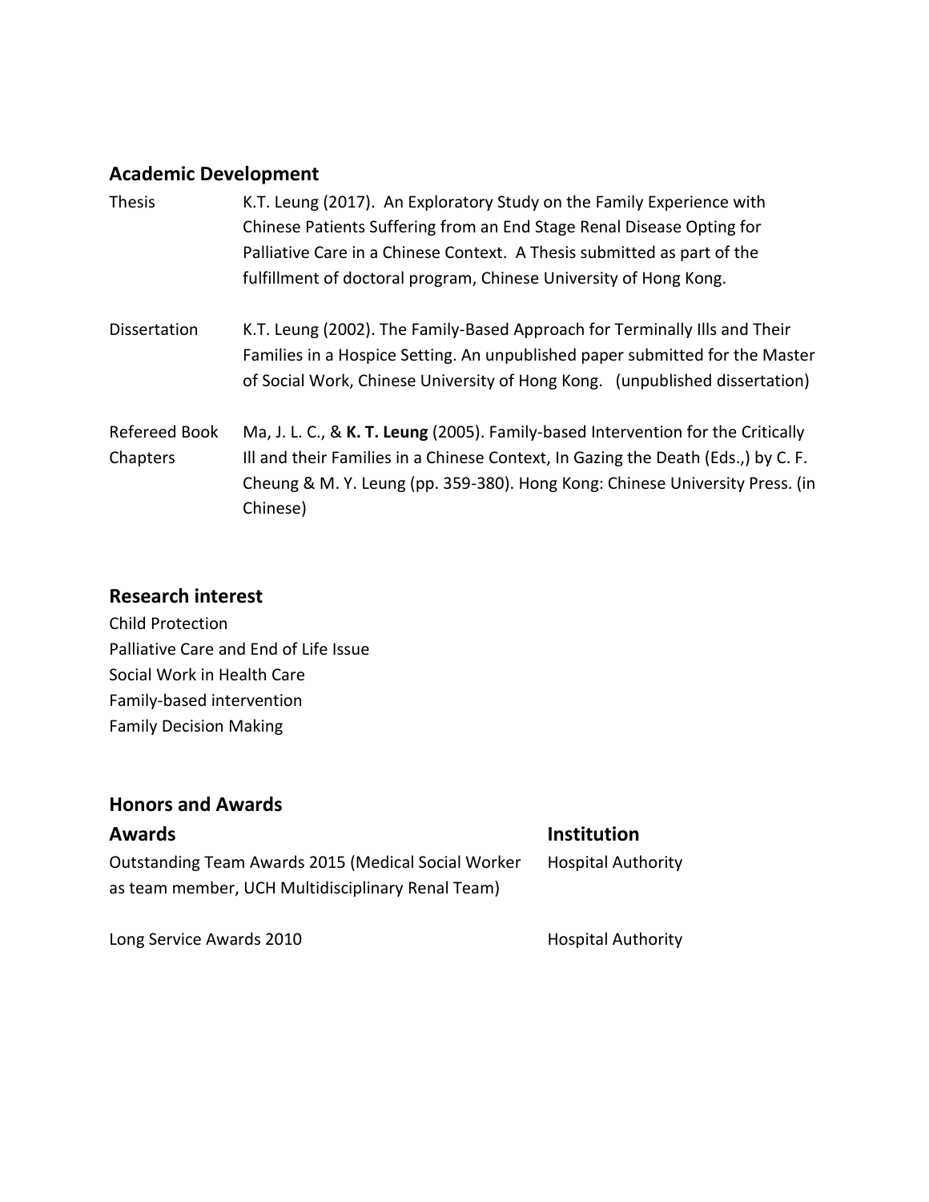## Academic Development

| | |
|---|---|
| Thesis | K.T. Leung (2017). An Exploratory Study on the Family Experience with Chinese Patients Suffering from an End Stage Renal Disease Opting for Palliative Care in a Chinese Context. A Thesis submitted as part of the fulfillment of doctoral program, Chinese University of Hong Kong. |
| Dissertation | K.T. Leung (2002). The Family-Based Approach for Terminally Ills and Their Families in a Hospice Setting. An unpublished paper submitted for the Master of Social Work, Chinese University of Hong Kong. (unpublished dissertation) |
| Refereed Book Chapters | Ma, J. L. C., & **K. T. Leung** (2005). Family-based Intervention for the Critically Ill and their Families in a Chinese Context, In Gazing the Death (Eds.,) by C. F. Cheung & M. Y. Leung (pp. 359-380). Hong Kong: Chinese University Press. (in Chinese) |

## Research interest

Child Protection
Palliative Care and End of Life Issue
Social Work in Health Care
Family-based intervention
Family Decision Making

## Honors and Awards

| **Awards** | **Institution** |
|---|---|
| Outstanding Team Awards 2015 (Medical Social Worker as team member, UCH Multidisciplinary Renal Team) | Hospital Authority |
| Long Service Awards 2010 | Hospital Authority |